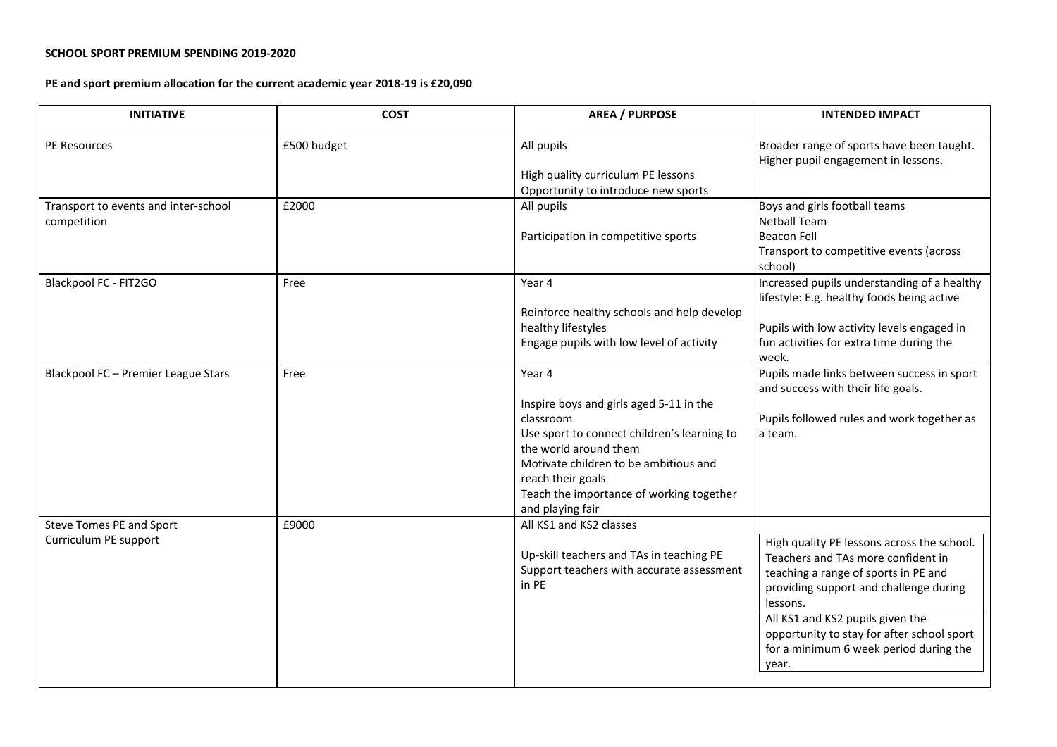**SCHOOL SPORT PREMIUM SPENDING 2019-2020**

**PE and sport premium allocation for the current academic year 2018-19 is £20,090**

| INITIATIVE | COST | AREA / PURPOSE | INTENDED IMPACT |
|---|---|---|---|
| PE Resources | £500 budget | All pupils<br><br>High quality curriculum PE lessons<br>Opportunity to introduce new sports | Broader range of sports have been taught. Higher pupil engagement in lessons. |
| Transport to events and inter-school competition | £2000 | All pupils<br><br>Participation in competitive sports | Boys and girls football teams<br>Netball Team<br>Beacon Fell<br>Transport to competitive events (across school) |
| Blackpool FC - FIT2GO | Free | Year 4<br><br>Reinforce healthy schools and help develop healthy lifestyles<br>Engage pupils with low level of activity | Increased pupils understanding of a healthy lifestyle: E.g. healthy foods being active<br><br>Pupils with low activity levels engaged in fun activities for extra time during the week. |
| Blackpool FC – Premier League Stars | Free | Year 4<br><br>Inspire boys and girls aged 5-11 in the classroom<br>Use sport to connect children's learning to the world around them<br>Motivate children to be ambitious and reach their goals<br>Teach the importance of working together and playing fair | Pupils made links between success in sport and success with their life goals.<br><br>Pupils followed rules and work together as a team. |
| Steve Tomes PE and Sport<br>Curriculum PE support | £9000 | All KS1 and KS2 classes<br><br>Up-skill teachers and TAs in teaching PE<br>Support teachers with accurate assessment in PE | High quality PE lessons across the school. Teachers and TAs more confident in teaching a range of sports in PE and providing support and challenge during lessons.<br>All KS1 and KS2 pupils given the opportunity to stay for after school sport for a minimum 6 week period during the year. |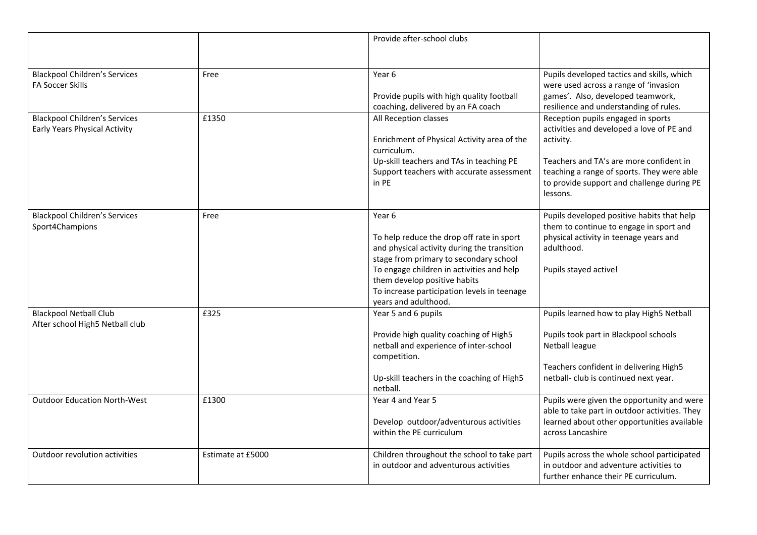| | | | |
|---|---|---|---|
| | | Provide after-school clubs | |
| Blackpool Children's Services<br>FA Soccer Skills | Free | Year 6<br><br>Provide pupils with high quality football coaching, delivered by an FA coach | Pupils developed tactics and skills, which were used across a range of 'invasion games'. Also, developed teamwork, resilience and understanding of rules. |
| Blackpool Children's Services<br>Early Years Physical Activity | £1350 | All Reception classes<br><br>Enrichment of Physical Activity area of the curriculum.<br>Up-skill teachers and TAs in teaching PE<br>Support teachers with accurate assessment in PE | Reception pupils engaged in sports activities and developed a love of PE and activity.<br><br>Teachers and TA's are more confident in teaching a range of sports. They were able to provide support and challenge during PE lessons. |
| Blackpool Children's Services<br>Sport4Champions | Free | Year 6<br><br>To help reduce the drop off rate in sport and physical activity during the transition stage from primary to secondary school<br>To engage children in activities and help them develop positive habits<br>To increase participation levels in teenage years and adulthood. | Pupils developed positive habits that help them to continue to engage in sport and physical activity in teenage years and adulthood.<br><br>Pupils stayed active! |
| Blackpool Netball Club<br>After school High5 Netball club | £325 | Year 5 and 6 pupils<br><br>Provide high quality coaching of High5 netball and experience of inter-school competition.<br><br>Up-skill teachers in the coaching of High5 netball. | Pupils learned how to play High5 Netball<br><br>Pupils took part in Blackpool schools Netball league<br><br>Teachers confident in delivering High5 netball- club is continued next year. |
| Outdoor Education North-West | £1300 | Year 4 and Year 5<br><br>Develop outdoor/adventurous activities within the PE curriculum | Pupils were given the opportunity and were able to take part in outdoor activities. They learned about other opportunities available across Lancashire |
| Outdoor revolution activities | Estimate at £5000 | Children throughout the school to take part in outdoor and adventurous activities | Pupils across the whole school participated in outdoor and adventure activities to further enhance their PE curriculum. |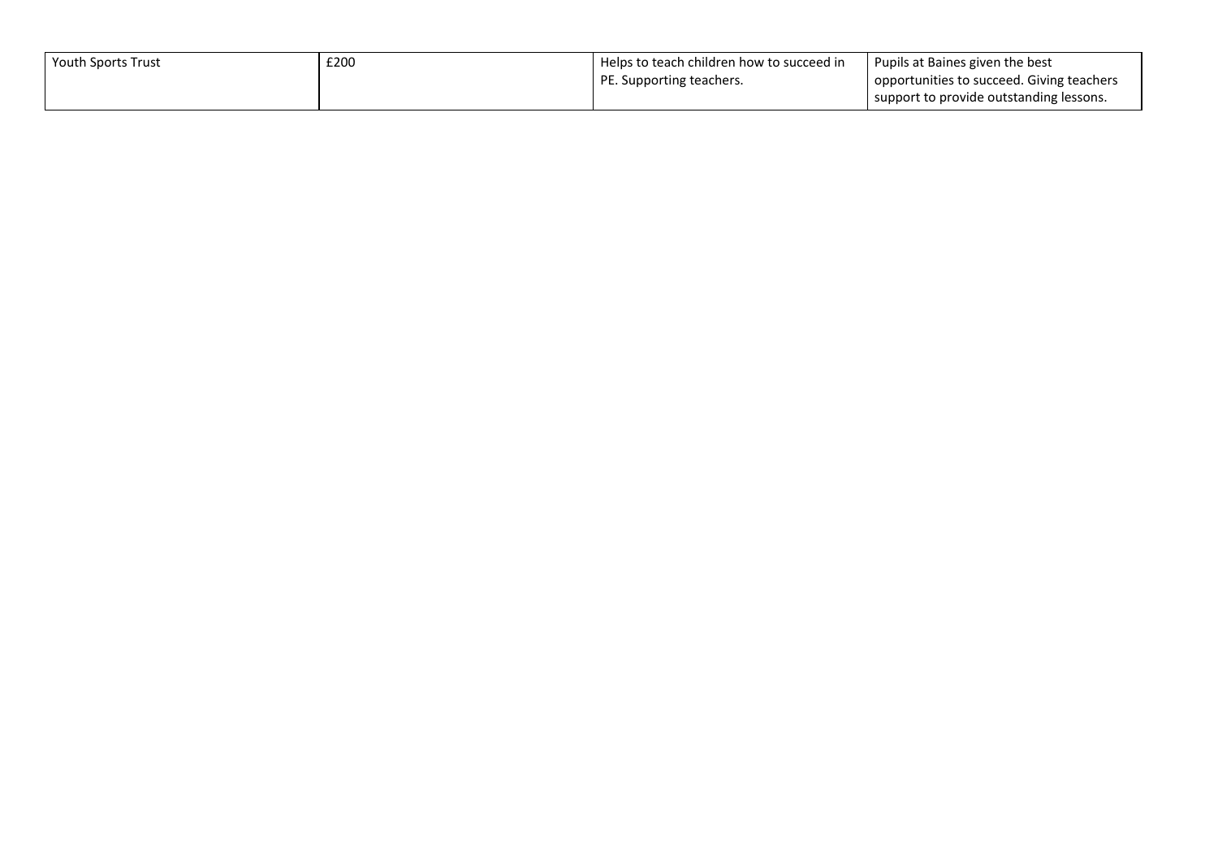| | | | |
|---|---|---|---|
| Youth Sports Trust | £200 | Helps to teach children how to succeed in PE. Supporting teachers. | Pupils at Baines given the best opportunities to succeed. Giving teachers support to provide outstanding lessons. |